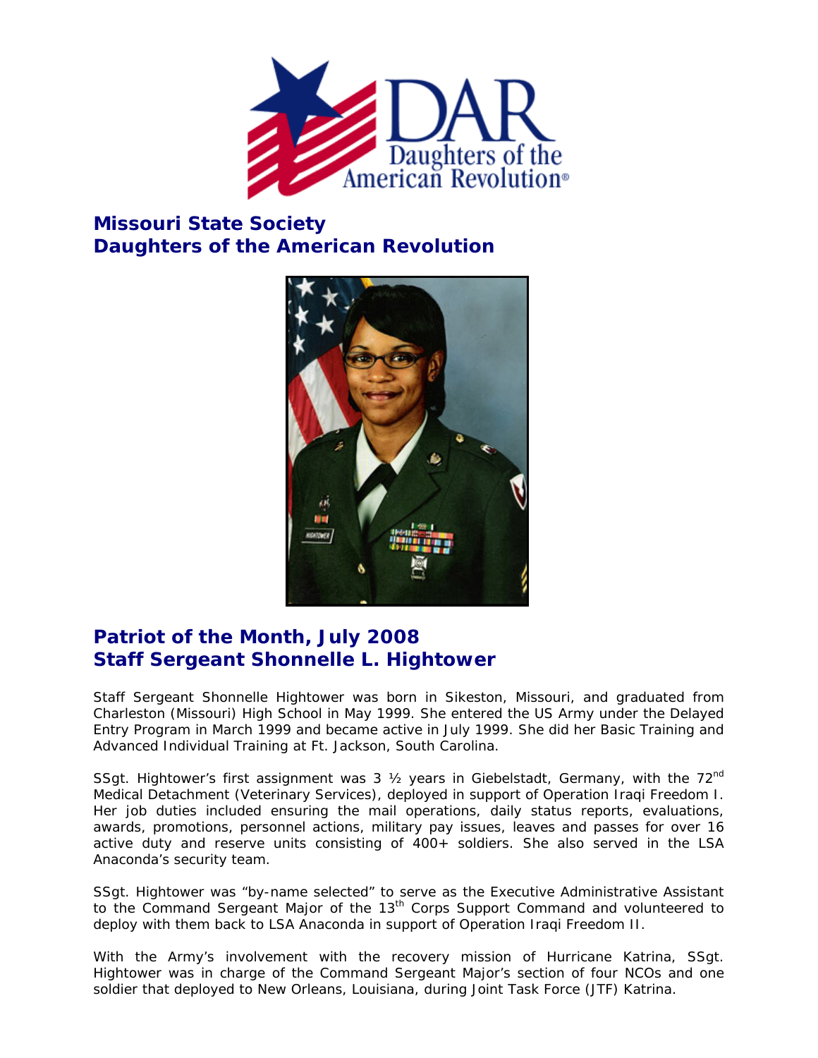# Missouri State Society
# Daughters of the American Revolution

## Patriot of the Month, July 2008
## Staff Sergeant Shonnelle L. Hightower

Staff Sergeant Shonnelle Hightower was born in Sikeston, Missouri, and graduated from Charleston (Missouri) High School in May 1999. She entered the US Army under the Delayed Entry Program in March 1999 and became active in July 1999. She did her Basic Training and Advanced Individual Training at Ft. Jackson, South Carolina.

SSgt. Hightower's first assignment was 3 ½ years in Giebelstadt, Germany, with the 72nd Medical Detachment (Veterinary Services), deployed in support of Operation Iraqi Freedom I. Her job duties included ensuring the mail operations, daily status reports, evaluations, awards, promotions, personnel actions, military pay issues, leaves and passes for over 16 active duty and reserve units consisting of 400+ soldiers. She also served in the LSA Anaconda's security team.

SSgt. Hightower was "by-name selected" to serve as the Executive Administrative Assistant to the Command Sergeant Major of the 13th Corps Support Command and volunteered to deploy with them back to LSA Anaconda in support of Operation Iraqi Freedom II.

With the Army's involvement with the recovery mission of Hurricane Katrina, SSgt. Hightower was in charge of the Command Sergeant Major's section of four NCOs and one soldier that deployed to New Orleans, Louisiana, during Joint Task Force (JTF) Katrina.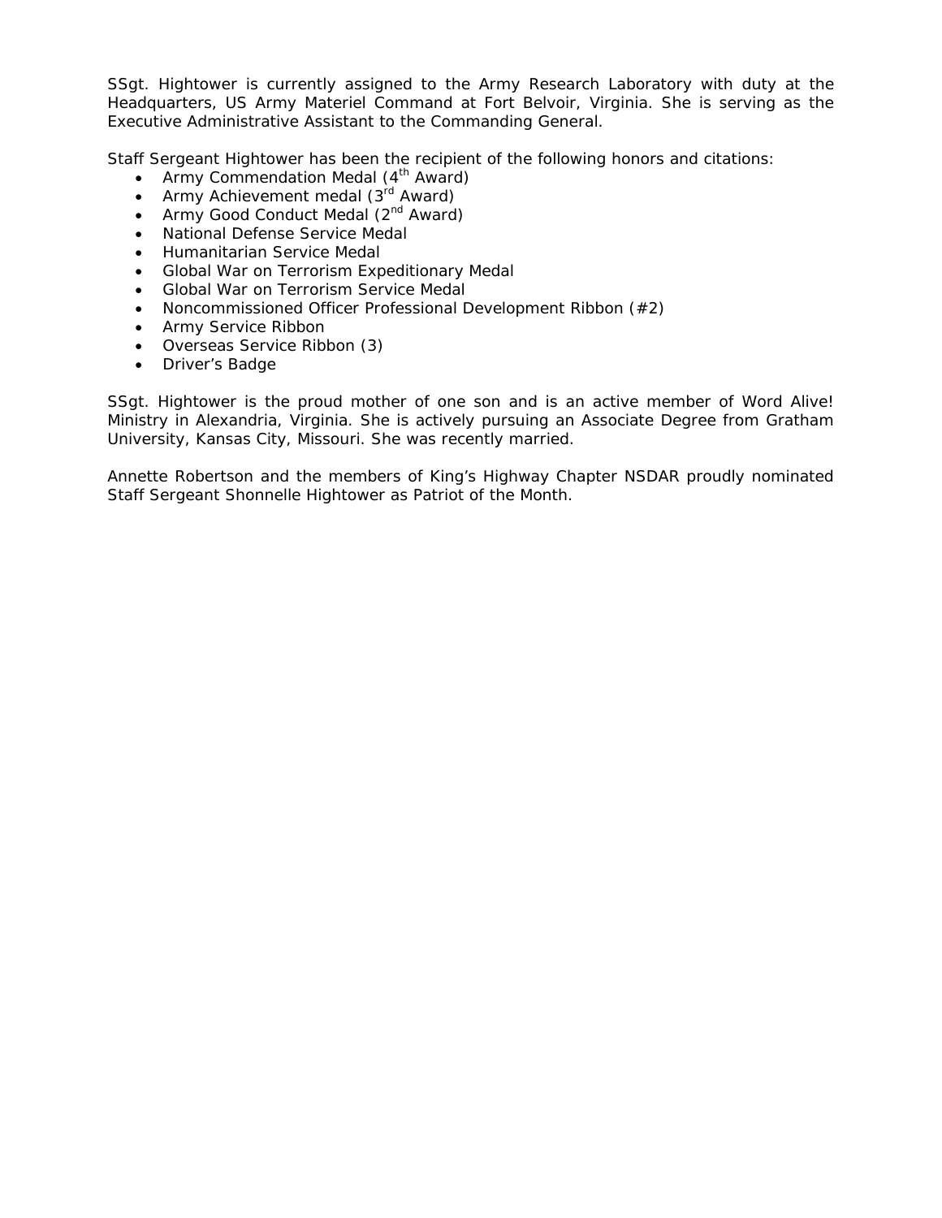SSgt. Hightower is currently assigned to the Army Research Laboratory with duty at the Headquarters, US Army Materiel Command at Fort Belvoir, Virginia. She is serving as the Executive Administrative Assistant to the Commanding General.

Staff Sergeant Hightower has been the recipient of the following honors and citations:

- Army Commendation Medal (4th Award)
- Army Achievement medal (3rd Award)
- Army Good Conduct Medal (2nd Award)
- National Defense Service Medal
- Humanitarian Service Medal
- Global War on Terrorism Expeditionary Medal
- Global War on Terrorism Service Medal
- Noncommissioned Officer Professional Development Ribbon (#2)
- Army Service Ribbon
- Overseas Service Ribbon (3)
- Driver's Badge

SSgt. Hightower is the proud mother of one son and is an active member of Word Alive! Ministry in Alexandria, Virginia. She is actively pursuing an Associate Degree from Gratham University, Kansas City, Missouri. She was recently married.

Annette Robertson and the members of King's Highway Chapter NSDAR proudly nominated Staff Sergeant Shonnelle Hightower as Patriot of the Month.